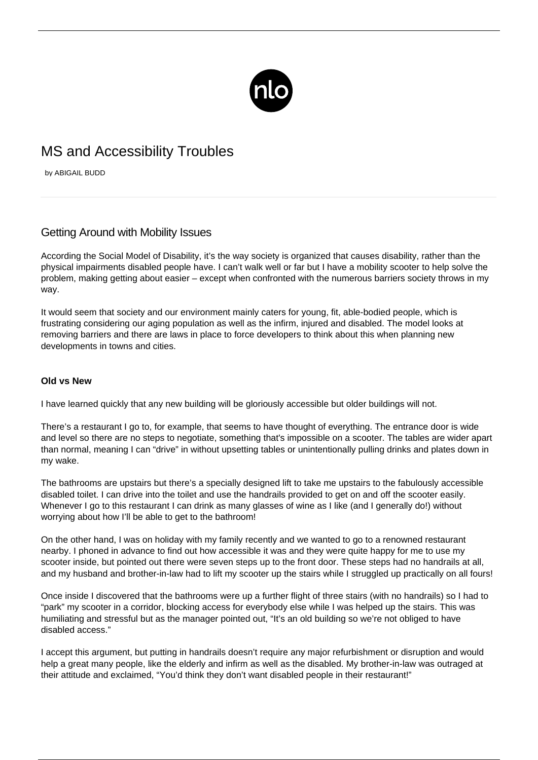# MS and Accessibility Troubles

by ABIGAIL BUDD

## Getting Around with Mobility Issues

According the Social Model of Disability, it's the way society is organized that causes disability, rather than the physical impairments disabled people have. I can't walk well or far but I have a mobility scooter to help solve the problem, making getting about easier – except when confronted with the numerous barriers society throws in my way.

It would seem that society and our environment mainly caters for young, fit, able-bodied people, which is frustrating considering our aging population as well as the infirm, injured and disabled. The model looks at removing barriers and there are laws in place to force developers to think about this when planning new developments in towns and cities.

**Old vs New**

I have learned quickly that any new building will be gloriously accessible but older buildings will not.

There's a restaurant I go to, for example, that seems to have thought of everything. The entrance door is wide and level so there are no steps to negotiate, something that's impossible on a scooter. The tables are wider apart than normal, meaning I can "drive" in without upsetting tables or unintentionally pulling drinks and plates down in my wake.

The bathrooms are upstairs but there's a specially designed lift to take me upstairs to the fabulously accessible disabled toilet. I can drive into the toilet and use the handrails provided to get on and off the scooter easily. Whenever I go to this restaurant I can drink as many glasses of wine as I like (and I generally do!) without worrying about how I'll be able to get to the bathroom!

On the other hand, I was on holiday with my family recently and we wanted to go to a renowned restaurant nearby. I phoned in advance to find out how accessible it was and they were quite happy for me to use my scooter inside, but pointed out there were seven steps up to the front door. These steps had no handrails at all, and my husband and brother-in-law had to lift my scooter up the stairs while I struggled up practically on all fours!

Once inside I discovered that the bathrooms were up a further flight of three stairs (with no handrails) so I had to "park" my scooter in a corridor, blocking access for everybody else while I was helped up the stairs. This was humiliating and stressful but as the manager pointed out, "It's an old building so we're not obliged to have disabled access."

I accept this argument, but putting in handrails doesn't require any major refurbishment or disruption and would help a great many people, like the elderly and infirm as well as the disabled. My brother-in-law was outraged at their attitude and exclaimed, "You'd think they don't want disabled people in their restaurant!"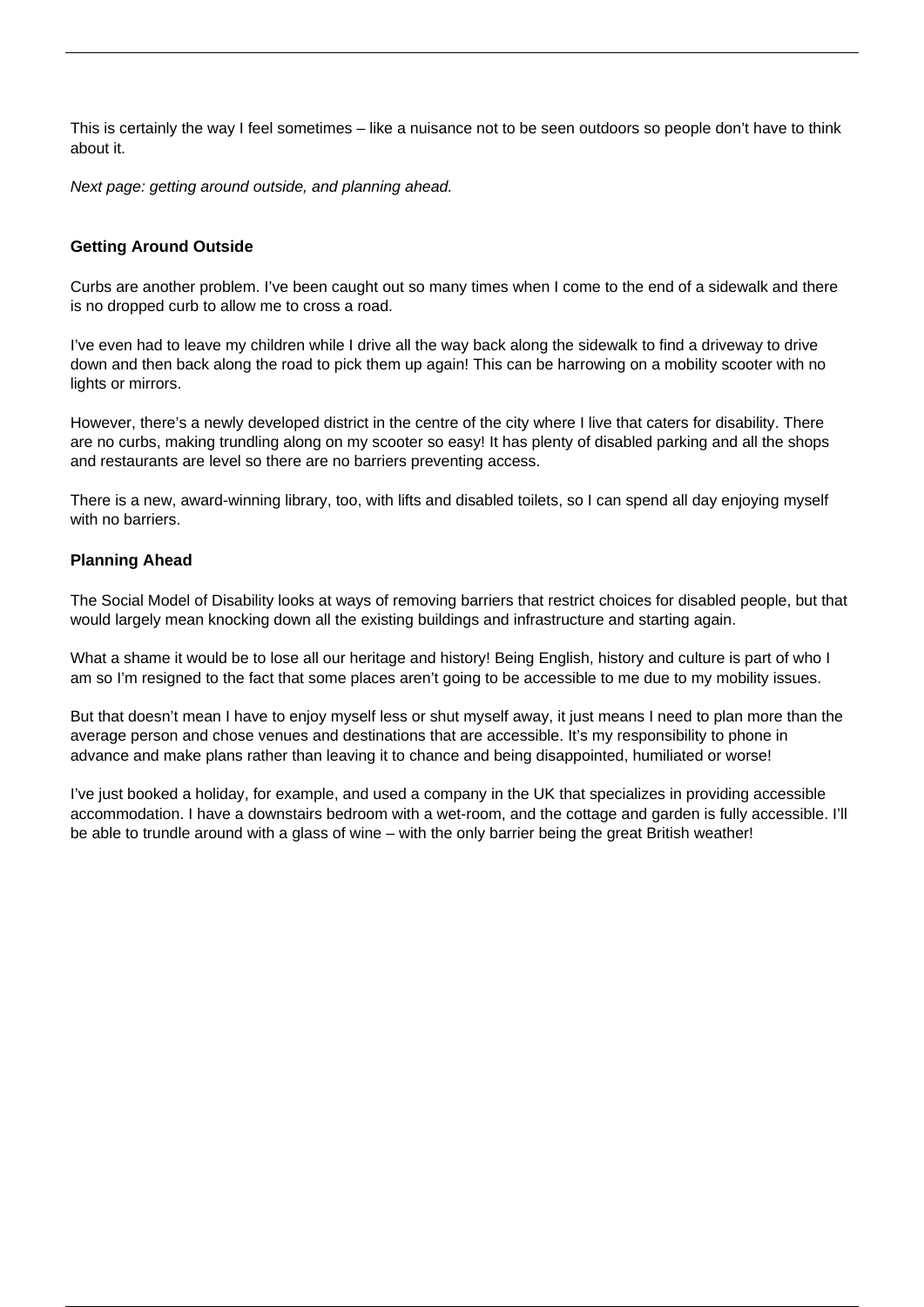This is certainly the way I feel sometimes – like a nuisance not to be seen outdoors so people don't have to think about it.

*Next page: getting around outside, and planning ahead.*

**Getting Around Outside**

Curbs are another problem. I've been caught out so many times when I come to the end of a sidewalk and there is no dropped curb to allow me to cross a road.

I've even had to leave my children while I drive all the way back along the sidewalk to find a driveway to drive down and then back along the road to pick them up again! This can be harrowing on a mobility scooter with no lights or mirrors.

However, there's a newly developed district in the centre of the city where I live that caters for disability. There are no curbs, making trundling along on my scooter so easy! It has plenty of disabled parking and all the shops and restaurants are level so there are no barriers preventing access.

There is a new, award-winning library, too, with lifts and disabled toilets, so I can spend all day enjoying myself with no barriers.

**Planning Ahead**

The Social Model of Disability looks at ways of removing barriers that restrict choices for disabled people, but that would largely mean knocking down all the existing buildings and infrastructure and starting again.

What a shame it would be to lose all our heritage and history! Being English, history and culture is part of who I am so I'm resigned to the fact that some places aren't going to be accessible to me due to my mobility issues.

But that doesn't mean I have to enjoy myself less or shut myself away, it just means I need to plan more than the average person and chose venues and destinations that are accessible. It's my responsibility to phone in advance and make plans rather than leaving it to chance and being disappointed, humiliated or worse!

I've just booked a holiday, for example, and used a company in the UK that specializes in providing accessible accommodation. I have a downstairs bedroom with a wet-room, and the cottage and garden is fully accessible. I'll be able to trundle around with a glass of wine – with the only barrier being the great British weather!